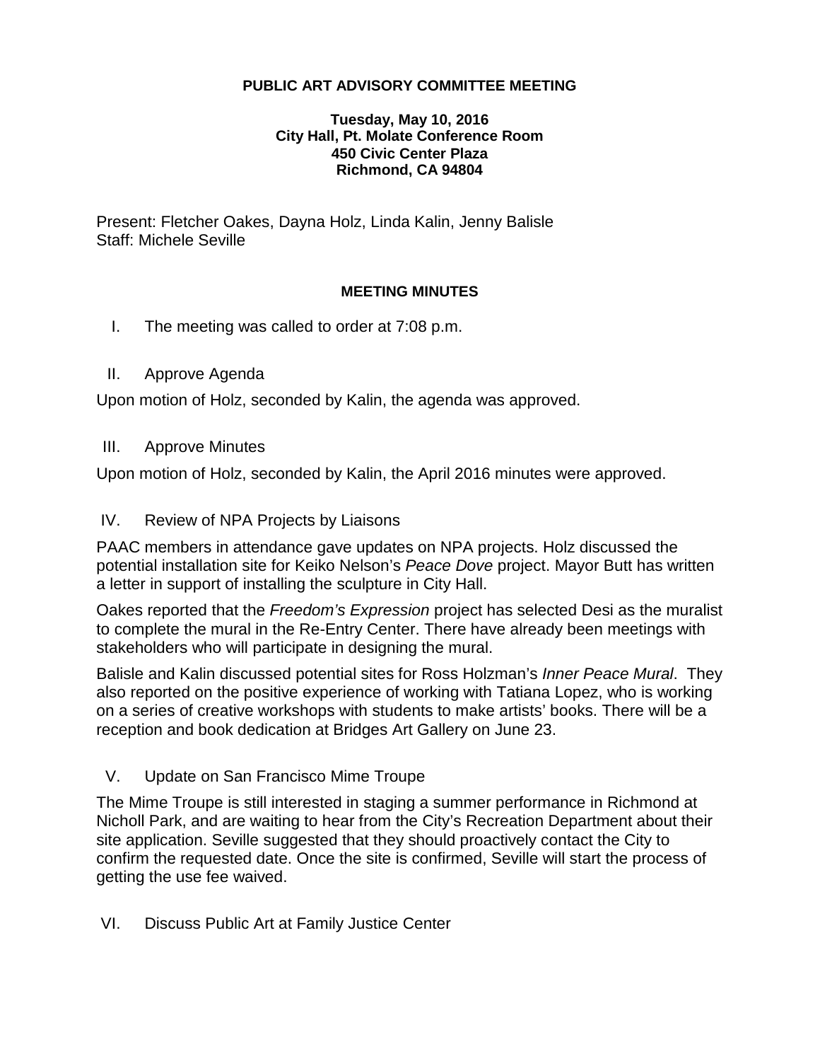**PUBLIC ART ADVISORY COMMITTEE MEETING**

**Tuesday, May 10, 2016**
**City Hall, Pt. Molate Conference Room**
**450 Civic Center Plaza**
**Richmond, CA 94804**

Present: Fletcher Oakes, Dayna Holz, Linda Kalin, Jenny Balisle
Staff: Michele Seville

**MEETING MINUTES**

I. The meeting was called to order at 7:08 p.m.

II. Approve Agenda

Upon motion of Holz, seconded by Kalin, the agenda was approved.

III. Approve Minutes

Upon motion of Holz, seconded by Kalin, the April 2016 minutes were approved.

IV. Review of NPA Projects by Liaisons

PAAC members in attendance gave updates on NPA projects. Holz discussed the potential installation site for Keiko Nelson's *Peace Dove* project. Mayor Butt has written a letter in support of installing the sculpture in City Hall.

Oakes reported that the *Freedom's Expression* project has selected Desi as the muralist to complete the mural in the Re-Entry Center. There have already been meetings with stakeholders who will participate in designing the mural.

Balisle and Kalin discussed potential sites for Ross Holzman's *Inner Peace Mural*. They also reported on the positive experience of working with Tatiana Lopez, who is working on a series of creative workshops with students to make artists' books. There will be a reception and book dedication at Bridges Art Gallery on June 23.

V. Update on San Francisco Mime Troupe

The Mime Troupe is still interested in staging a summer performance in Richmond at Nicholl Park, and are waiting to hear from the City's Recreation Department about their site application. Seville suggested that they should proactively contact the City to confirm the requested date. Once the site is confirmed, Seville will start the process of getting the use fee waived.

VI. Discuss Public Art at Family Justice Center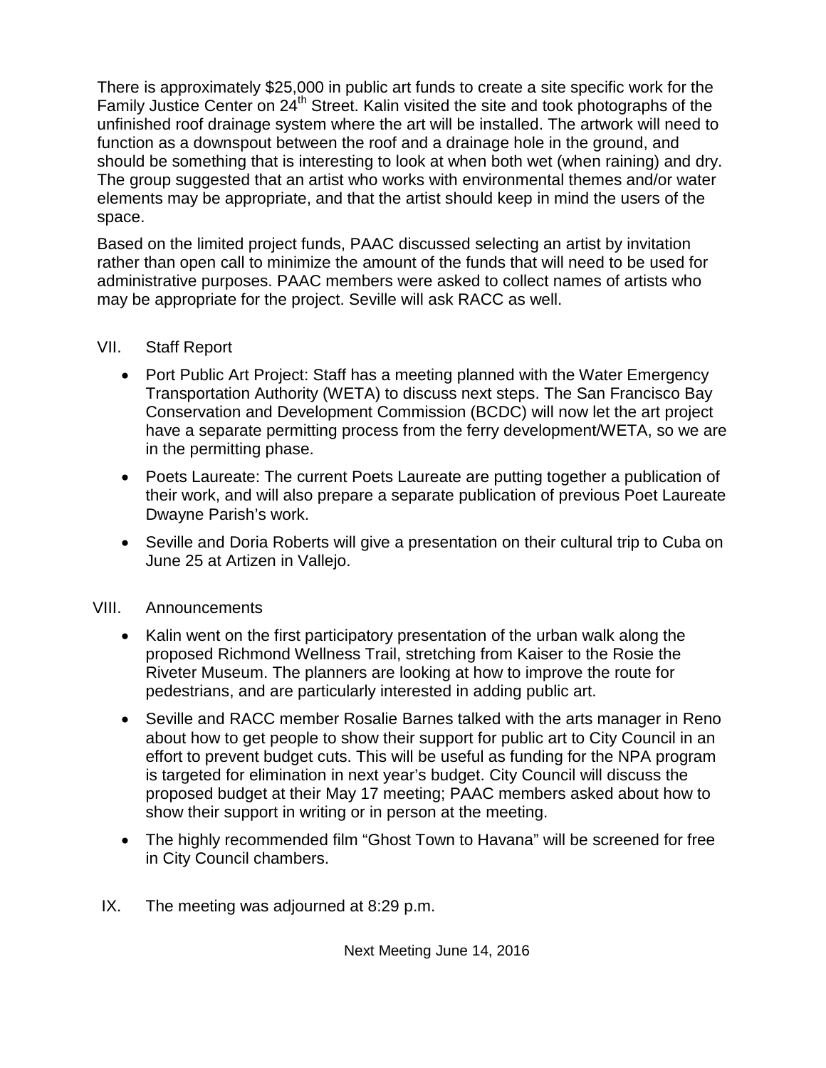There is approximately $25,000 in public art funds to create a site specific work for the Family Justice Center on 24th Street. Kalin visited the site and took photographs of the unfinished roof drainage system where the art will be installed. The artwork will need to function as a downspout between the roof and a drainage hole in the ground, and should be something that is interesting to look at when both wet (when raining) and dry. The group suggested that an artist who works with environmental themes and/or water elements may be appropriate, and that the artist should keep in mind the users of the space.

Based on the limited project funds, PAAC discussed selecting an artist by invitation rather than open call to minimize the amount of the funds that will need to be used for administrative purposes. PAAC members were asked to collect names of artists who may be appropriate for the project. Seville will ask RACC as well.

VII. Staff Report

- Port Public Art Project: Staff has a meeting planned with the Water Emergency Transportation Authority (WETA) to discuss next steps. The San Francisco Bay Conservation and Development Commission (BCDC) will now let the art project have a separate permitting process from the ferry development/WETA, so we are in the permitting phase.
- Poets Laureate: The current Poets Laureate are putting together a publication of their work, and will also prepare a separate publication of previous Poet Laureate Dwayne Parish's work.
- Seville and Doria Roberts will give a presentation on their cultural trip to Cuba on June 25 at Artizen in Vallejo.

VIII. Announcements

- Kalin went on the first participatory presentation of the urban walk along the proposed Richmond Wellness Trail, stretching from Kaiser to the Rosie the Riveter Museum. The planners are looking at how to improve the route for pedestrians, and are particularly interested in adding public art.
- Seville and RACC member Rosalie Barnes talked with the arts manager in Reno about how to get people to show their support for public art to City Council in an effort to prevent budget cuts. This will be useful as funding for the NPA program is targeted for elimination in next year's budget. City Council will discuss the proposed budget at their May 17 meeting; PAAC members asked about how to show their support in writing or in person at the meeting.
- The highly recommended film "Ghost Town to Havana" will be screened for free in City Council chambers.

IX. The meeting was adjourned at 8:29 p.m.

Next Meeting June 14, 2016